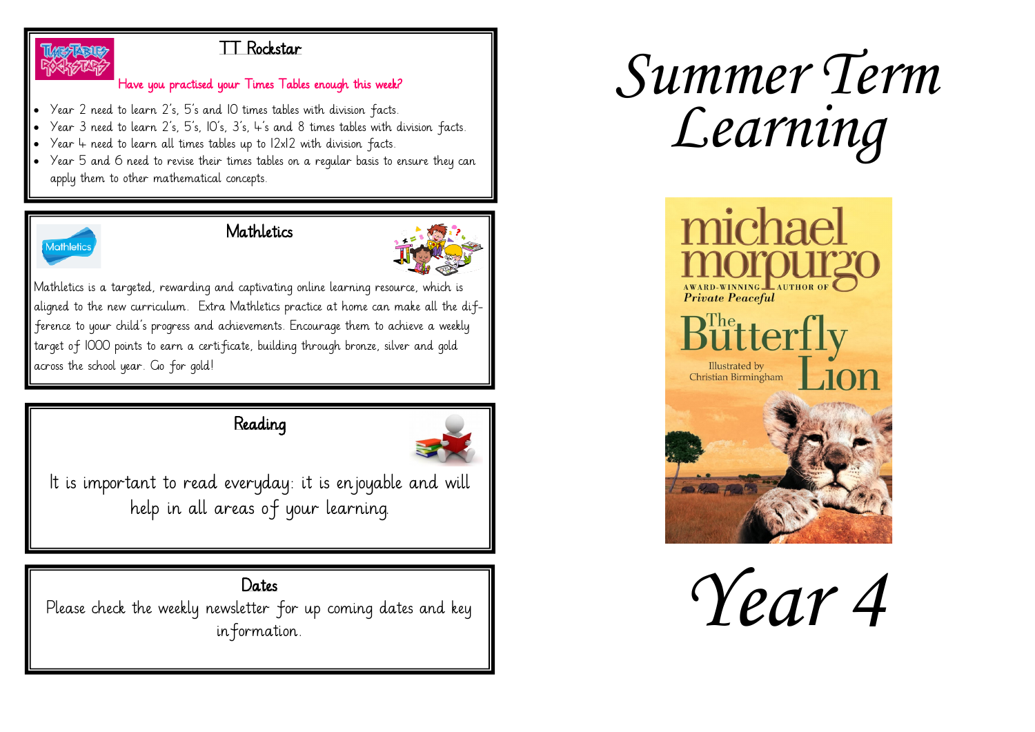## TT Rockstar

**Have you practised your Times Tables enough this week?**

- Year 2 need to learn 2's, 5's and 10 times tables with division facts.
- Year 3 need to learn 2's, 5's, 10's, 3's, 4's and 8 times tables with division facts.
- Year 4 need to learn all times tables up to 12x12 with division facts.
- Year 5 and 6 need to revise their times tables on a regular basis to ensure they can apply them to other mathematical concepts.

## Mathletics

Mathletics is a targeted, rewarding and captivating online learning resource, which is aligned to the new curriculum. Extra Mathletics practice at home can make all the difference to your child's progress and achievements. Encourage them to achieve a weekly target of 1000 points to earn a certificate, building through bronze, silver and gold across the school year. Go for gold!

## Reading

It is important to read everyday: it is enjoyable and will help in all areas of your learning.

## Dates

Please check the weekly newsletter for up coming dates and key information.

# *Summer Term Learning*

michael morpurgo

AWARD-WINNING AUTHOR OF *Private Peaceful*

The Butterfly Lion

Illustrated by Christian Birmingham

# *Year 4*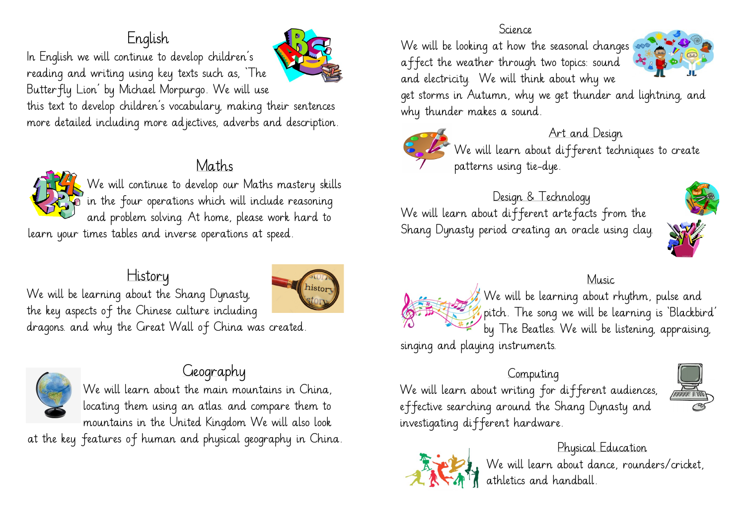## English

In English we will continue to develop children's reading and writing using key texts such as, 'The Butterfly Lion' by Michael Morpurgo. We will use this text to develop children's vocabulary, making their sentences more detailed including more adjectives, adverbs and description.

## Maths

We will continue to develop our Maths mastery skills in the four operations which will include reasoning and problem solving. At home, please work hard to learn your times tables and inverse operations at speed.

## History

We will be learning about the Shang Dynasty, the key aspects of the Chinese culture including dragons. and why the Great Wall of China was created.

## Geography

We will learn about the main mountains in China, locating them using an atlas. and compare them to mountains in the United Kingdom We will also look at the key features of human and physical geography in China.

## Science

We will be looking at how the seasonal changes affect the weather through two topics: sound and electricity. We will think about why we get storms in Autumn, why we get thunder and lightning, and why thunder makes a sound.

## Art and Design

We will learn about different techniques to create patterns using tie-dye.

## Design & Technology

We will learn about different artefacts from the Shang Dynasty period creating an oracle using clay.

## Music

We will be learning about rhythm, pulse and pitch. The song we will be learning is 'Blackbird' by The Beatles. We will be listening, appraising, singing and playing instruments.

## Computing

We will learn about writing for different audiences, effective searching around the Shang Dynasty and investigating different hardware.

## Physical Education

We will learn about dance, rounders/cricket, athletics and handball.